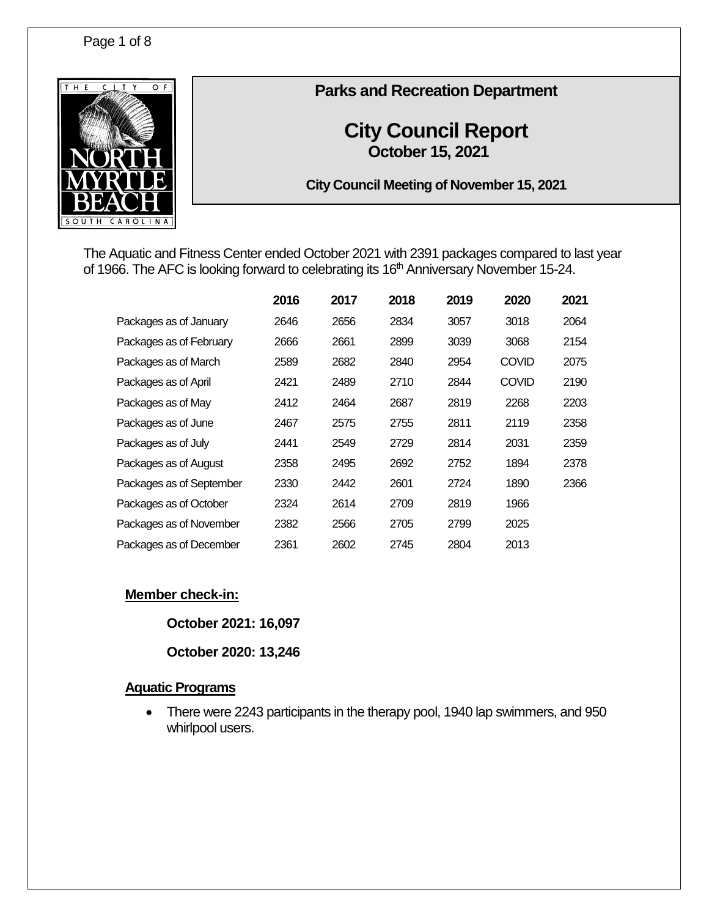## Parks and Recreation Department

# City Council Report

### October 15, 2021

**City Council Meeting of November 15, 2021**

The Aquatic and Fitness Center ended October 2021 with 2391 packages compared to last year of 1966. The AFC is looking forward to celebrating its 16th Anniversary November 15-24.

| | 2016 | 2017 | 2018 | 2019 | 2020 | 2021 |
|---|---|---|---|---|---|---|
| Packages as of January | 2646 | 2656 | 2834 | 3057 | 3018 | 2064 |
| Packages as of February | 2666 | 2661 | 2899 | 3039 | 3068 | 2154 |
| Packages as of March | 2589 | 2682 | 2840 | 2954 | COVID | 2075 |
| Packages as of April | 2421 | 2489 | 2710 | 2844 | COVID | 2190 |
| Packages as of May | 2412 | 2464 | 2687 | 2819 | 2268 | 2203 |
| Packages as of June | 2467 | 2575 | 2755 | 2811 | 2119 | 2358 |
| Packages as of July | 2441 | 2549 | 2729 | 2814 | 2031 | 2359 |
| Packages as of August | 2358 | 2495 | 2692 | 2752 | 1894 | 2378 |
| Packages as of September | 2330 | 2442 | 2601 | 2724 | 1890 | 2366 |
| Packages as of October | 2324 | 2614 | 2709 | 2819 | 1966 | |
| Packages as of November | 2382 | 2566 | 2705 | 2799 | 2025 | |
| Packages as of December | 2361 | 2602 | 2745 | 2804 | 2013 | |

**Member check-in:**

**October 2021: 16,097**

**October 2020: 13,246**

**Aquatic Programs**

- There were 2243 participants in the therapy pool, 1940 lap swimmers, and 950 whirlpool users.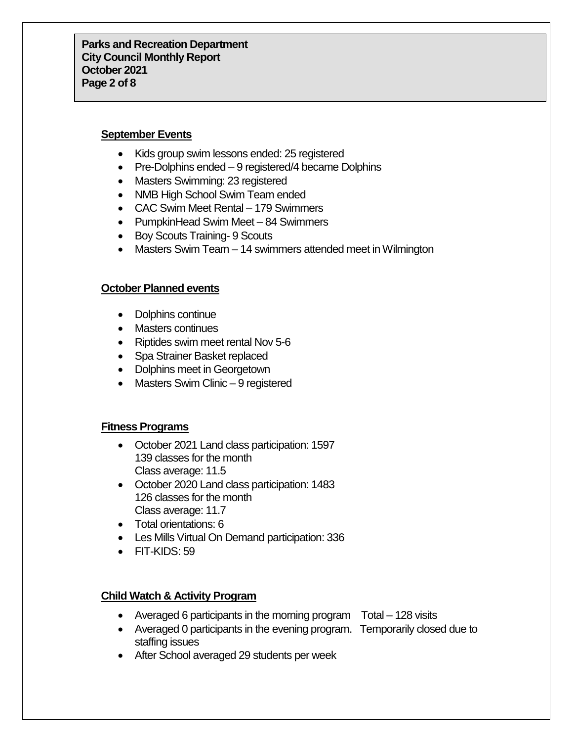## September Events

- Kids group swim lessons ended: 25 registered
- Pre-Dolphins ended – 9 registered/4 became Dolphins
- Masters Swimming: 23 registered
- NMB High School Swim Team ended
- CAC Swim Meet Rental – 179 Swimmers
- PumpkinHead Swim Meet – 84 Swimmers
- Boy Scouts Training- 9 Scouts
- Masters Swim Team – 14 swimmers attended meet in Wilmington

## October Planned events

- Dolphins continue
- Masters continues
- Riptides swim meet rental Nov 5-6
- Spa Strainer Basket replaced
- Dolphins meet in Georgetown
- Masters Swim Clinic – 9 registered

## Fitness Programs

- October 2021 Land class participation: 1597
  139 classes for the month
  Class average: 11.5
- October 2020 Land class participation: 1483
  126 classes for the month
  Class average: 11.7
- Total orientations: 6
- Les Mills Virtual On Demand participation: 336
- FIT-KIDS: 59

## Child Watch & Activity Program

- Averaged 6 participants in the morning program Total – 128 visits
- Averaged 0 participants in the evening program. Temporarily closed due to staffing issues
- After School averaged 29 students per week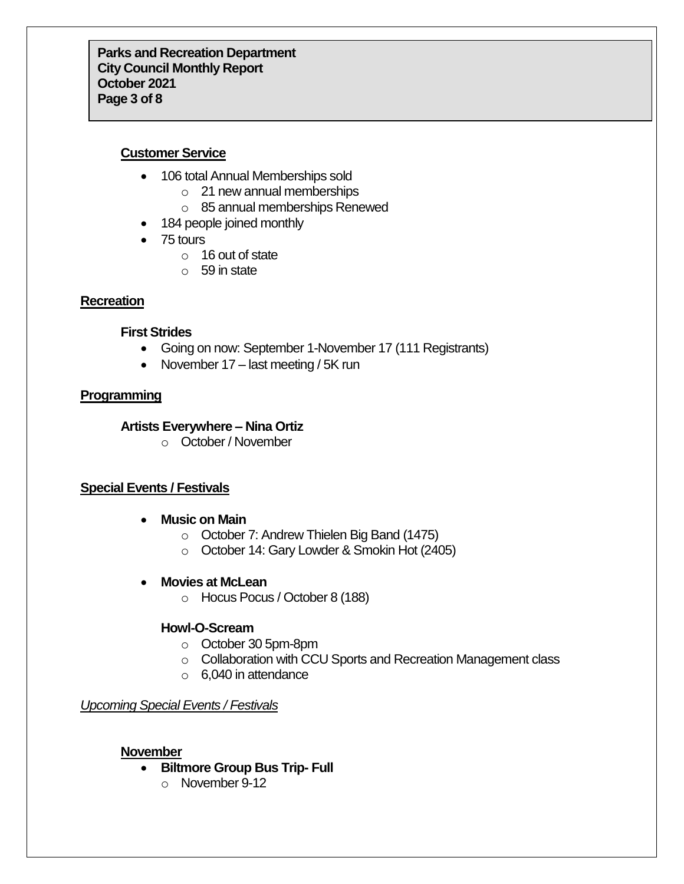## Customer Service

- 106 total Annual Memberships sold
  - 21 new annual memberships
  - 85 annual memberships Renewed
- 184 people joined monthly
- 75 tours
  - 16 out of state
  - 59 in state

## Recreation

### First Strides

- Going on now: September 1-November 17 (111 Registrants)
- November 17 – last meeting / 5K run

## Programming

### Artists Everywhere – Nina Ortiz

- October / November

## Special Events / Festivals

- **Music on Main**
  - October 7: Andrew Thielen Big Band (1475)
  - October 14: Gary Lowder & Smokin Hot (2405)
- **Movies at McLean**
  - Hocus Pocus / October 8 (188)

**Howl-O-Scream**

- October 30 5pm-8pm
- Collaboration with CCU Sports and Recreation Management class
- 6,040 in attendance

*Upcoming Special Events / Festivals*

### November

- **Biltmore Group Bus Trip- Full**
  - November 9-12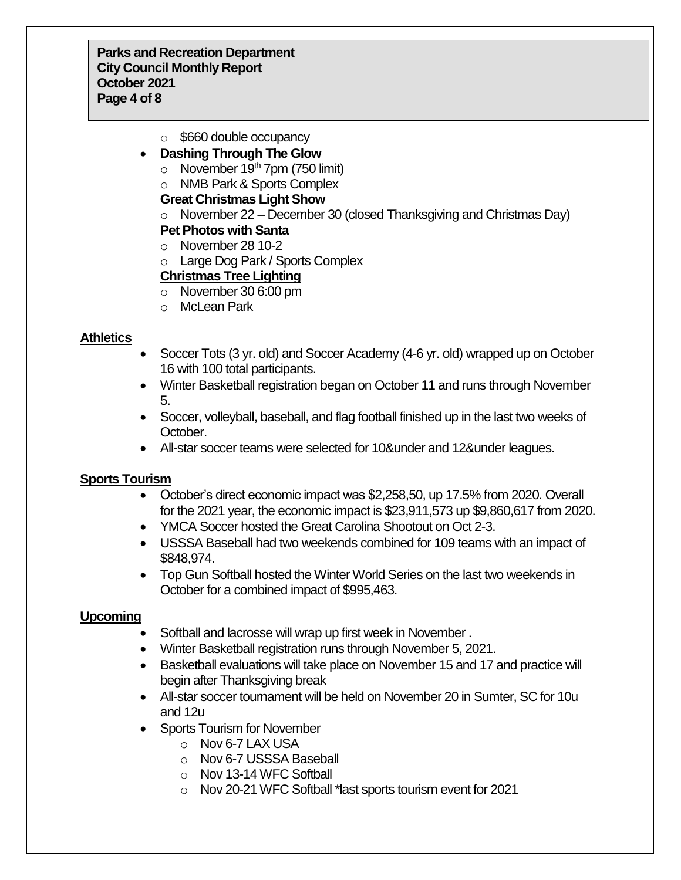- $660 double occupancy

- **Dashing Through The Glow**
  - November 19th 7pm (750 limit)
  - NMB Park & Sports Complex

  **Great Christmas Light Show**
  - November 22 – December 30 (closed Thanksgiving and Christmas Day)

  **Pet Photos with Santa**
  - November 28 10-2
  - Large Dog Park / Sports Complex

  **Christmas Tree Lighting**
  - November 30 6:00 pm
  - McLean Park

## Athletics

- Soccer Tots (3 yr. old) and Soccer Academy (4-6 yr. old) wrapped up on October 16 with 100 total participants.
- Winter Basketball registration began on October 11 and runs through November 5.
- Soccer, volleyball, baseball, and flag football finished up in the last two weeks of October.
- All-star soccer teams were selected for 10&under and 12&under leagues.

## Sports Tourism

- October's direct economic impact was $2,258,50, up 17.5% from 2020. Overall for the 2021 year, the economic impact is $23,911,573 up $9,860,617 from 2020.
- YMCA Soccer hosted the Great Carolina Shootout on Oct 2-3.
- USSSA Baseball had two weekends combined for 109 teams with an impact of $848,974.
- Top Gun Softball hosted the Winter World Series on the last two weekends in October for a combined impact of $995,463.

## Upcoming

- Softball and lacrosse will wrap up first week in November .
- Winter Basketball registration runs through November 5, 2021.
- Basketball evaluations will take place on November 15 and 17 and practice will begin after Thanksgiving break
- All-star soccer tournament will be held on November 20 in Sumter, SC for 10u and 12u
- Sports Tourism for November
  - Nov 6-7 LAX USA
  - Nov 6-7 USSSA Baseball
  - Nov 13-14 WFC Softball
  - Nov 20-21 WFC Softball *last sports tourism event for 2021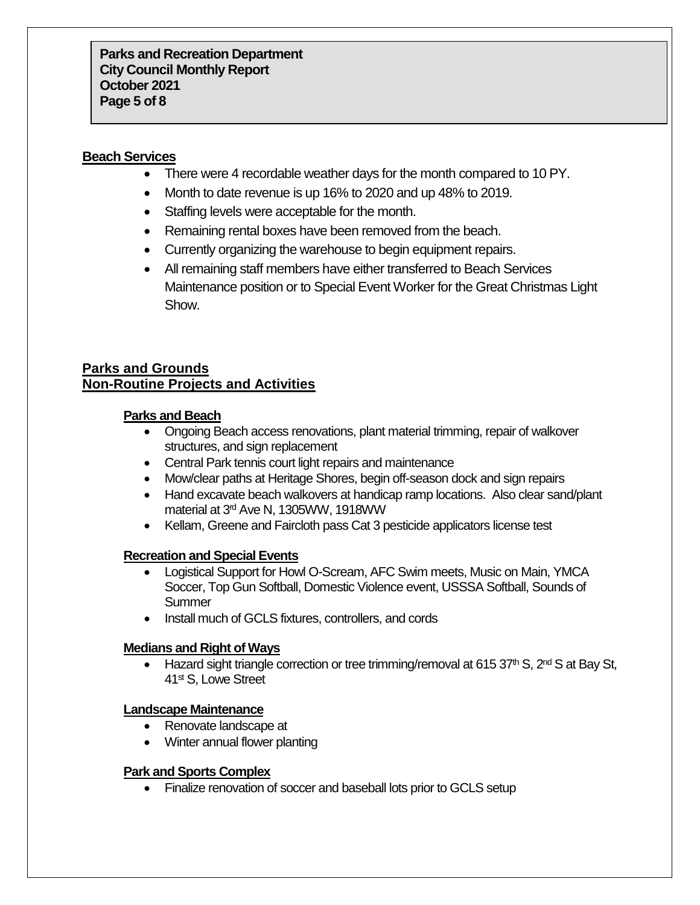## Beach Services

- There were 4 recordable weather days for the month compared to 10 PY.
- Month to date revenue is up 16% to 2020 and up 48% to 2019.
- Staffing levels were acceptable for the month.
- Remaining rental boxes have been removed from the beach.
- Currently organizing the warehouse to begin equipment repairs.
- All remaining staff members have either transferred to Beach Services Maintenance position or to Special Event Worker for the Great Christmas Light Show.

## Parks and Grounds
## Non-Routine Projects and Activities

### Parks and Beach

- Ongoing Beach access renovations, plant material trimming, repair of walkover structures, and sign replacement
- Central Park tennis court light repairs and maintenance
- Mow/clear paths at Heritage Shores, begin off-season dock and sign repairs
- Hand excavate beach walkovers at handicap ramp locations. Also clear sand/plant material at 3rd Ave N, 1305WW, 1918WW
- Kellam, Greene and Faircloth pass Cat 3 pesticide applicators license test

### Recreation and Special Events

- Logistical Support for Howl O-Scream, AFC Swim meets, Music on Main, YMCA Soccer, Top Gun Softball, Domestic Violence event, USSSA Softball, Sounds of Summer
- Install much of GCLS fixtures, controllers, and cords

### Medians and Right of Ways

- Hazard sight triangle correction or tree trimming/removal at 615 37th S, 2nd S at Bay St, 41st S, Lowe Street

### Landscape Maintenance

- Renovate landscape at
- Winter annual flower planting

### Park and Sports Complex

- Finalize renovation of soccer and baseball lots prior to GCLS setup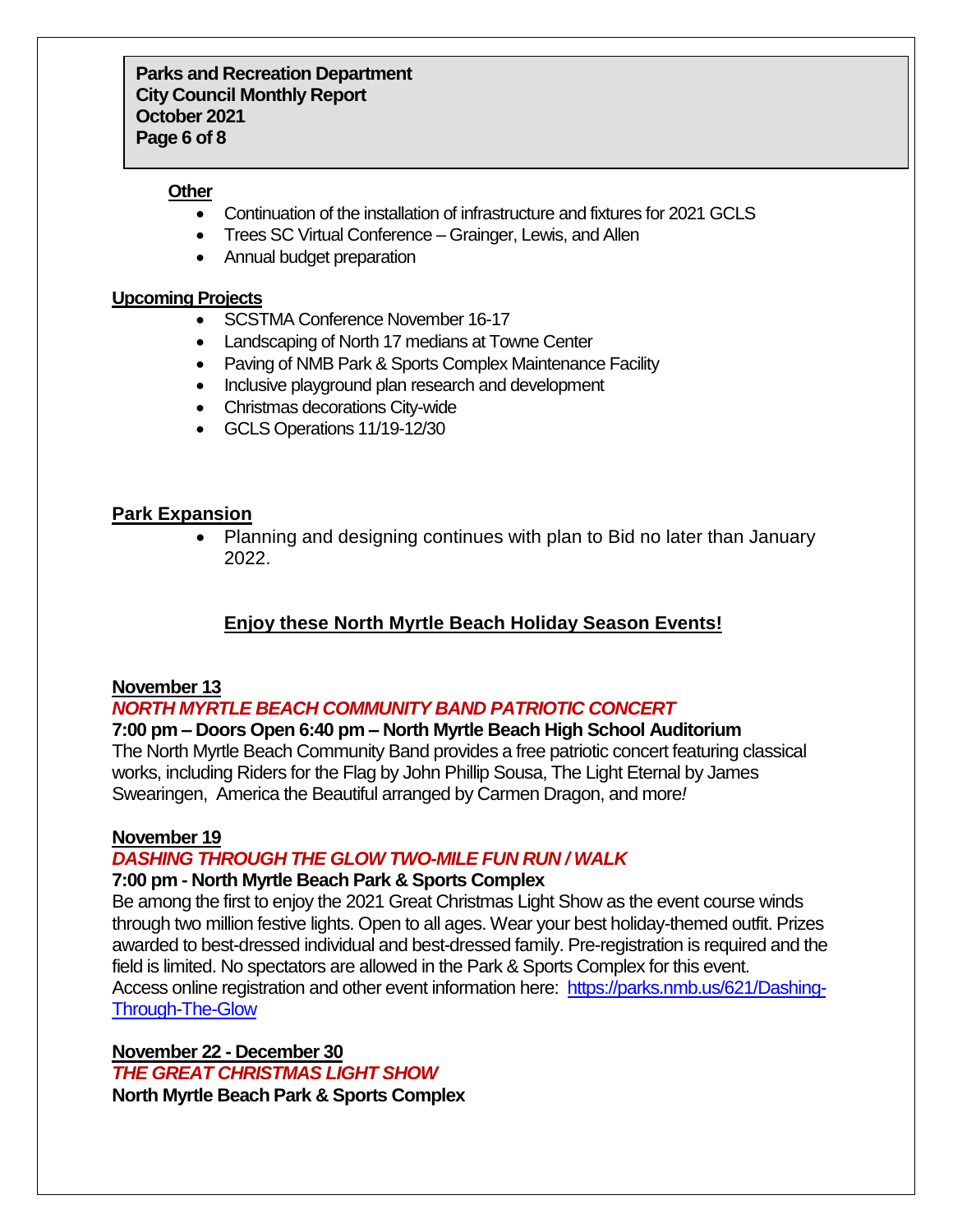**Other**

- Continuation of the installation of infrastructure and fixtures for 2021 GCLS
- Trees SC Virtual Conference – Grainger, Lewis, and Allen
- Annual budget preparation

**Upcoming Projects**

- SCSTMA Conference November 16-17
- Landscaping of North 17 medians at Towne Center
- Paving of NMB Park & Sports Complex Maintenance Facility
- Inclusive playground plan research and development
- Christmas decorations City-wide
- GCLS Operations 11/19-12/30

## Park Expansion

- Planning and designing continues with plan to Bid no later than January 2022.

## Enjoy these North Myrtle Beach Holiday Season Events!

**November 13**

***NORTH MYRTLE BEACH COMMUNITY BAND PATRIOTIC CONCERT***

**7:00 pm – Doors Open 6:40 pm – North Myrtle Beach High School Auditorium**

The North Myrtle Beach Community Band provides a free patriotic concert featuring classical works, including Riders for the Flag by John Phillip Sousa, The Light Eternal by James Swearingen, America the Beautiful arranged by Carmen Dragon, and more*!*

**November 19**

***DASHING THROUGH THE GLOW TWO-MILE FUN RUN / WALK***

**7:00 pm - North Myrtle Beach Park & Sports Complex**

Be among the first to enjoy the 2021 Great Christmas Light Show as the event course winds through two million festive lights. Open to all ages. Wear your best holiday-themed outfit. Prizes awarded to best-dressed individual and best-dressed family. Pre-registration is required and the field is limited. No spectators are allowed in the Park & Sports Complex for this event.
Access online registration and other event information here: https://parks.nmb.us/621/Dashing-Through-The-Glow

**November 22 - December 30**

***THE GREAT CHRISTMAS LIGHT SHOW***

**North Myrtle Beach Park & Sports Complex**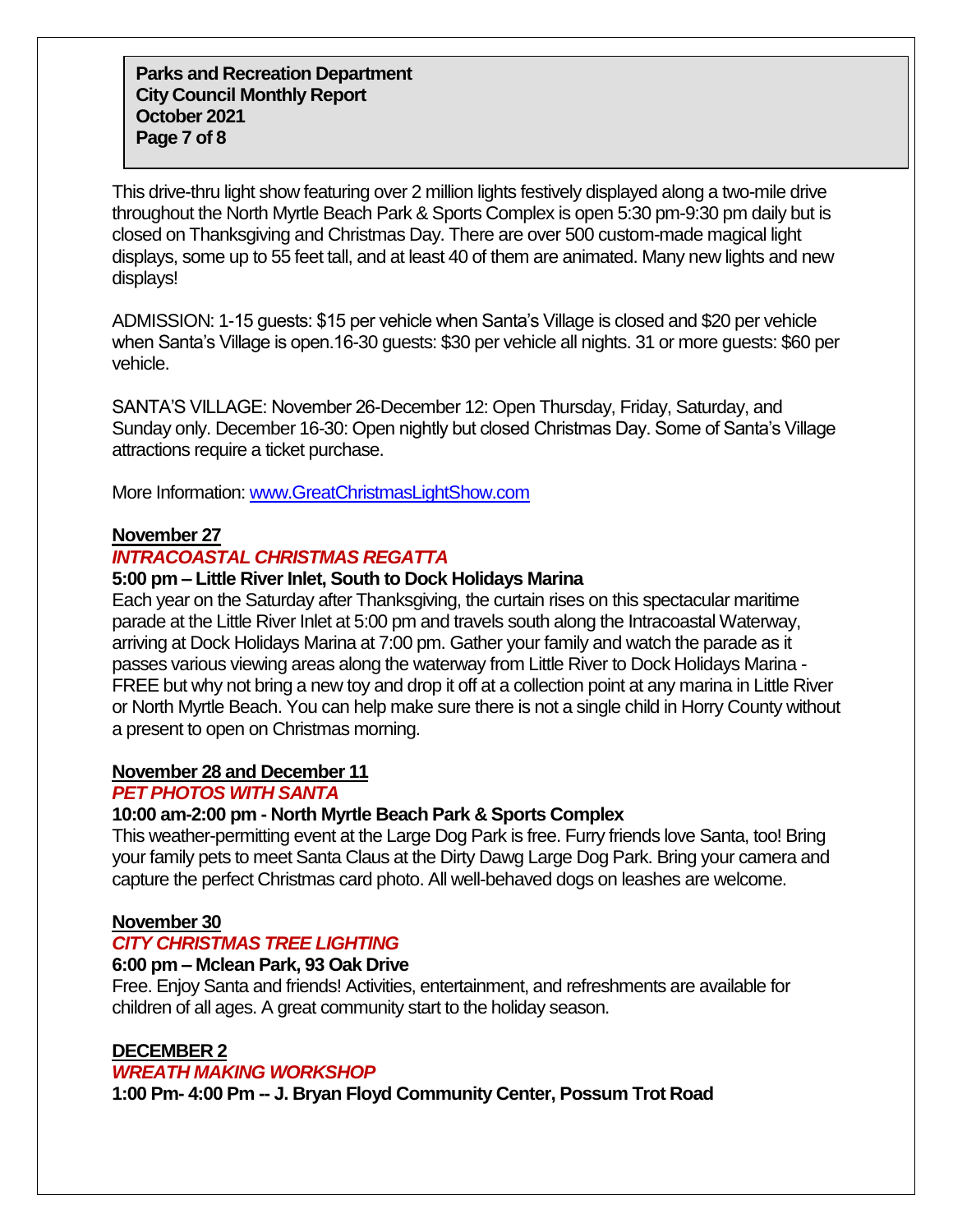This drive-thru light show featuring over 2 million lights festively displayed along a two-mile drive throughout the North Myrtle Beach Park & Sports Complex is open 5:30 pm-9:30 pm daily but is closed on Thanksgiving and Christmas Day. There are over 500 custom-made magical light displays, some up to 55 feet tall, and at least 40 of them are animated. Many new lights and new displays!

ADMISSION: 1-15 guests: $15 per vehicle when Santa's Village is closed and $20 per vehicle when Santa's Village is open.16-30 guests: $30 per vehicle all nights. 31 or more guests: $60 per vehicle.

SANTA'S VILLAGE: November 26-December 12: Open Thursday, Friday, Saturday, and Sunday only. December 16-30: Open nightly but closed Christmas Day. Some of Santa's Village attractions require a ticket purchase.

More Information: [www.GreatChristmasLightShow.com](www.GreatChristmasLightShow.com)

## November 27

### *INTRACOASTAL CHRISTMAS REGATTA*

**5:00 pm – Little River Inlet, South to Dock Holidays Marina**

Each year on the Saturday after Thanksgiving, the curtain rises on this spectacular maritime parade at the Little River Inlet at 5:00 pm and travels south along the Intracoastal Waterway, arriving at Dock Holidays Marina at 7:00 pm. Gather your family and watch the parade as it passes various viewing areas along the waterway from Little River to Dock Holidays Marina - FREE but why not bring a new toy and drop it off at a collection point at any marina in Little River or North Myrtle Beach. You can help make sure there is not a single child in Horry County without a present to open on Christmas morning.

## November 28 and December 11

### *PET PHOTOS WITH SANTA*

**10:00 am-2:00 pm - North Myrtle Beach Park & Sports Complex**

This weather-permitting event at the Large Dog Park is free. Furry friends love Santa, too! Bring your family pets to meet Santa Claus at the Dirty Dawg Large Dog Park. Bring your camera and capture the perfect Christmas card photo. All well-behaved dogs on leashes are welcome.

## November 30

### *CITY CHRISTMAS TREE LIGHTING*

**6:00 pm – Mclean Park, 93 Oak Drive**

Free. Enjoy Santa and friends! Activities, entertainment, and refreshments are available for children of all ages. A great community start to the holiday season.

## DECEMBER 2

### *WREATH MAKING WORKSHOP*

**1:00 Pm- 4:00 Pm -- J. Bryan Floyd Community Center, Possum Trot Road**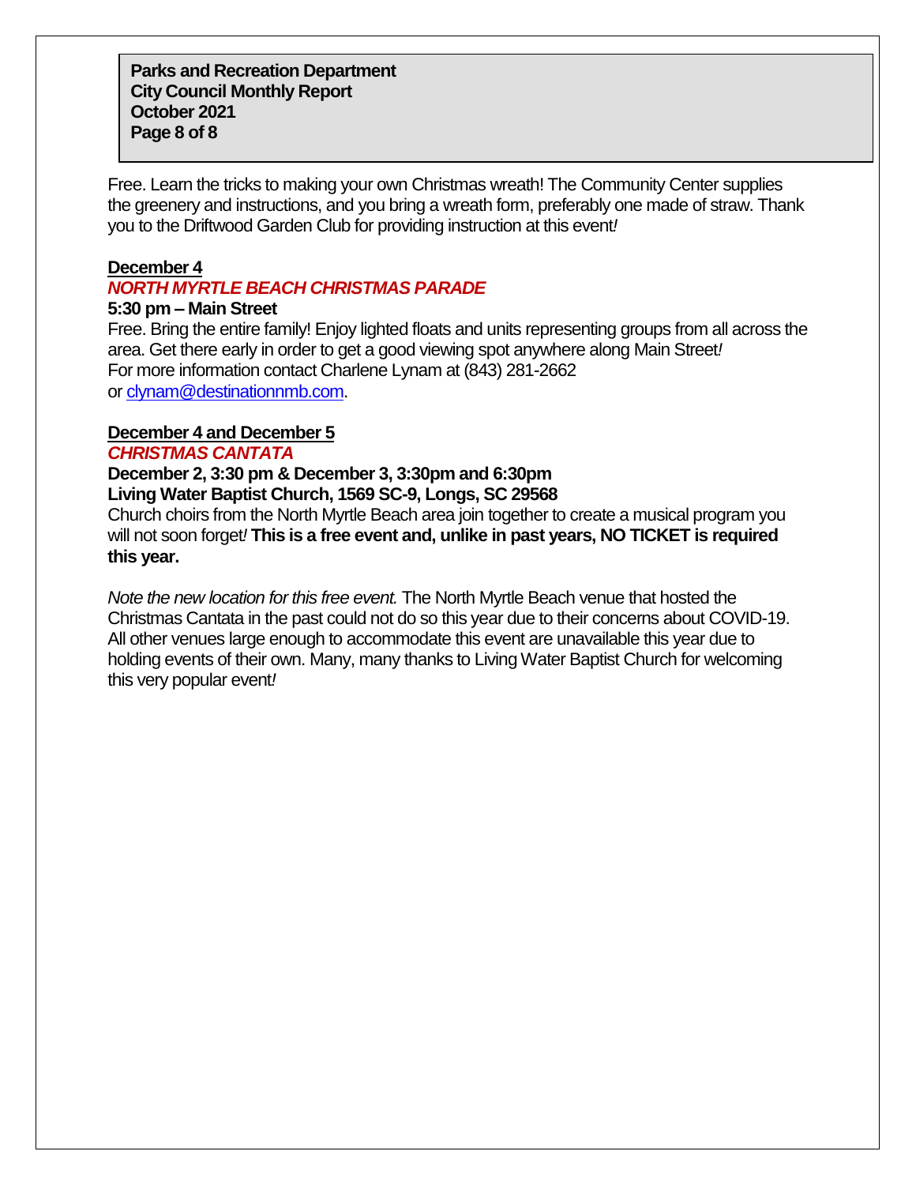Free. Learn the tricks to making your own Christmas wreath! The Community Center supplies the greenery and instructions, and you bring a wreath form, preferably one made of straw. Thank you to the Driftwood Garden Club for providing instruction at this event!

**December 4**

***NORTH MYRTLE BEACH CHRISTMAS PARADE***

**5:30 pm – Main Street**

Free. Bring the entire family! Enjoy lighted floats and units representing groups from all across the area. Get there early in order to get a good viewing spot anywhere along Main Street!
For more information contact Charlene Lynam at (843) 281-2662
or clynam@destinationnmb.com.

**December 4 and December 5**

***CHRISTMAS CANTATA***

**December 2, 3:30 pm & December 3, 3:30pm and 6:30pm**
**Living Water Baptist Church, 1569 SC-9, Longs, SC 29568**

Church choirs from the North Myrtle Beach area join together to create a musical program you will not soon forget! **This is a free event and, unlike in past years, NO TICKET is required this year.**

*Note the new location for this free event.* The North Myrtle Beach venue that hosted the Christmas Cantata in the past could not do so this year due to their concerns about COVID-19. All other venues large enough to accommodate this event are unavailable this year due to holding events of their own. Many, many thanks to Living Water Baptist Church for welcoming this very popular event!